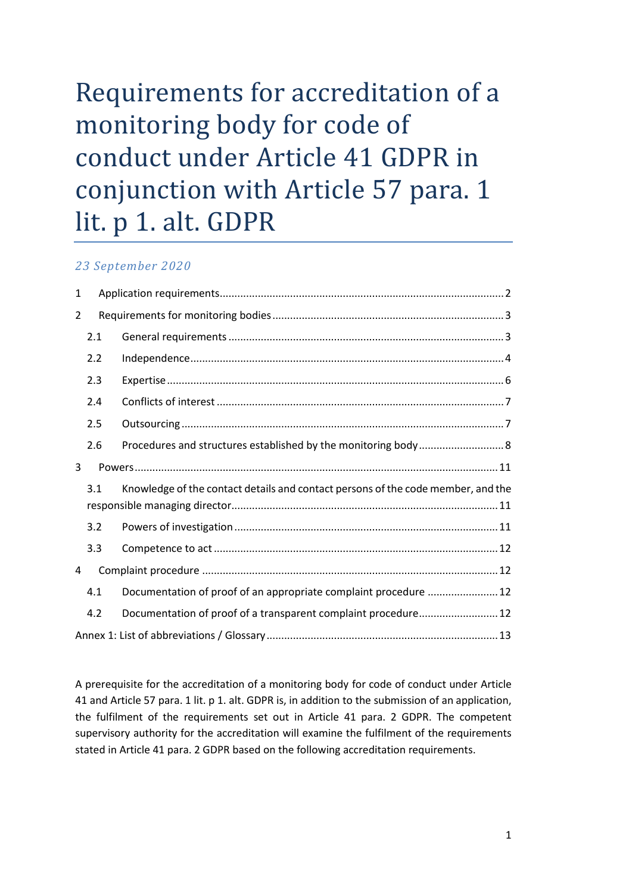# Requirements for accreditation of a monitoring body for code of conduct under Article 41 GDPR in conjunction with Article 57 para. 1 lit. p 1. alt. GDPR

*23 September 2020*

1 Application requirements ... 2

2 Requirements for monitoring bodies ... 3

- 2.1 General requirements ... 3
- 2.2 Independence ... 4
- 2.3 Expertise ... 6
- 2.4 Conflicts of interest ... 7
- 2.5 Outsourcing ... 7
- 2.6 Procedures and structures established by the monitoring body ... 8

3 Powers ... 11

- 3.1 Knowledge of the contact details and contact persons of the code member, and the responsible managing director ... 11
- 3.2 Powers of investigation ... 11
- 3.3 Competence to act ... 12

4 Complaint procedure ... 12

- 4.1 Documentation of proof of an appropriate complaint procedure ... 12
- 4.2 Documentation of proof of a transparent complaint procedure ... 12

Annex 1: List of abbreviations / Glossary ... 13

A prerequisite for the accreditation of a monitoring body for code of conduct under Article 41 and Article 57 para. 1 lit. p 1. alt. GDPR is, in addition to the submission of an application, the fulfilment of the requirements set out in Article 41 para. 2 GDPR. The competent supervisory authority for the accreditation will examine the fulfilment of the requirements stated in Article 41 para. 2 GDPR based on the following accreditation requirements.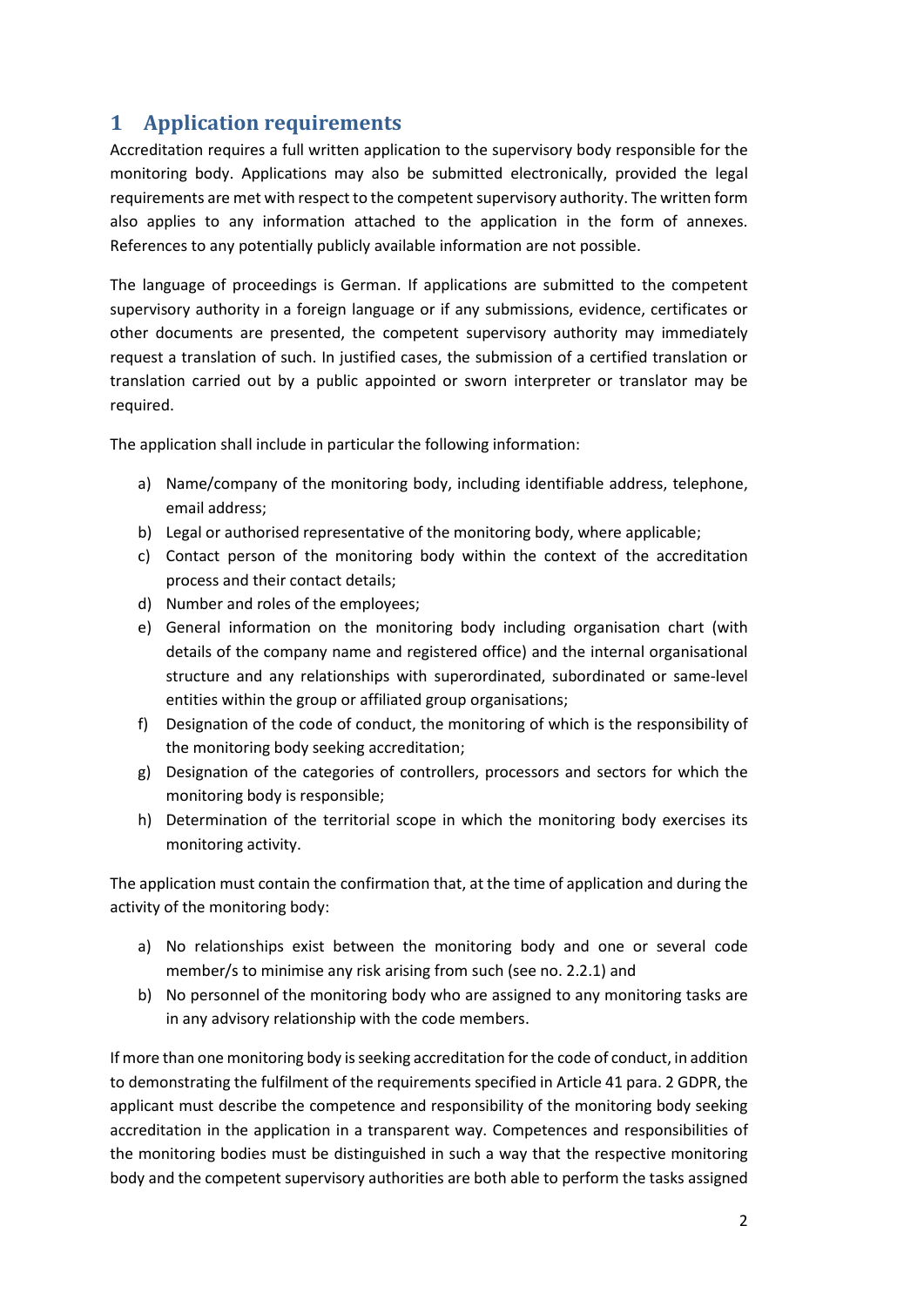# 1 Application requirements

Accreditation requires a full written application to the supervisory body responsible for the monitoring body. Applications may also be submitted electronically, provided the legal requirements are met with respect to the competent supervisory authority. The written form also applies to any information attached to the application in the form of annexes. References to any potentially publicly available information are not possible.

The language of proceedings is German. If applications are submitted to the competent supervisory authority in a foreign language or if any submissions, evidence, certificates or other documents are presented, the competent supervisory authority may immediately request a translation of such. In justified cases, the submission of a certified translation or translation carried out by a public appointed or sworn interpreter or translator may be required.

The application shall include in particular the following information:

a) Name/company of the monitoring body, including identifiable address, telephone, email address;
b) Legal or authorised representative of the monitoring body, where applicable;
c) Contact person of the monitoring body within the context of the accreditation process and their contact details;
d) Number and roles of the employees;
e) General information on the monitoring body including organisation chart (with details of the company name and registered office) and the internal organisational structure and any relationships with superordinated, subordinated or same-level entities within the group or affiliated group organisations;
f) Designation of the code of conduct, the monitoring of which is the responsibility of the monitoring body seeking accreditation;
g) Designation of the categories of controllers, processors and sectors for which the monitoring body is responsible;
h) Determination of the territorial scope in which the monitoring body exercises its monitoring activity.

The application must contain the confirmation that, at the time of application and during the activity of the monitoring body:

a) No relationships exist between the monitoring body and one or several code member/s to minimise any risk arising from such (see no. 2.2.1) and
b) No personnel of the monitoring body who are assigned to any monitoring tasks are in any advisory relationship with the code members.

If more than one monitoring body is seeking accreditation for the code of conduct, in addition to demonstrating the fulfilment of the requirements specified in Article 41 para. 2 GDPR, the applicant must describe the competence and responsibility of the monitoring body seeking accreditation in the application in a transparent way. Competences and responsibilities of the monitoring bodies must be distinguished in such a way that the respective monitoring body and the competent supervisory authorities are both able to perform the tasks assigned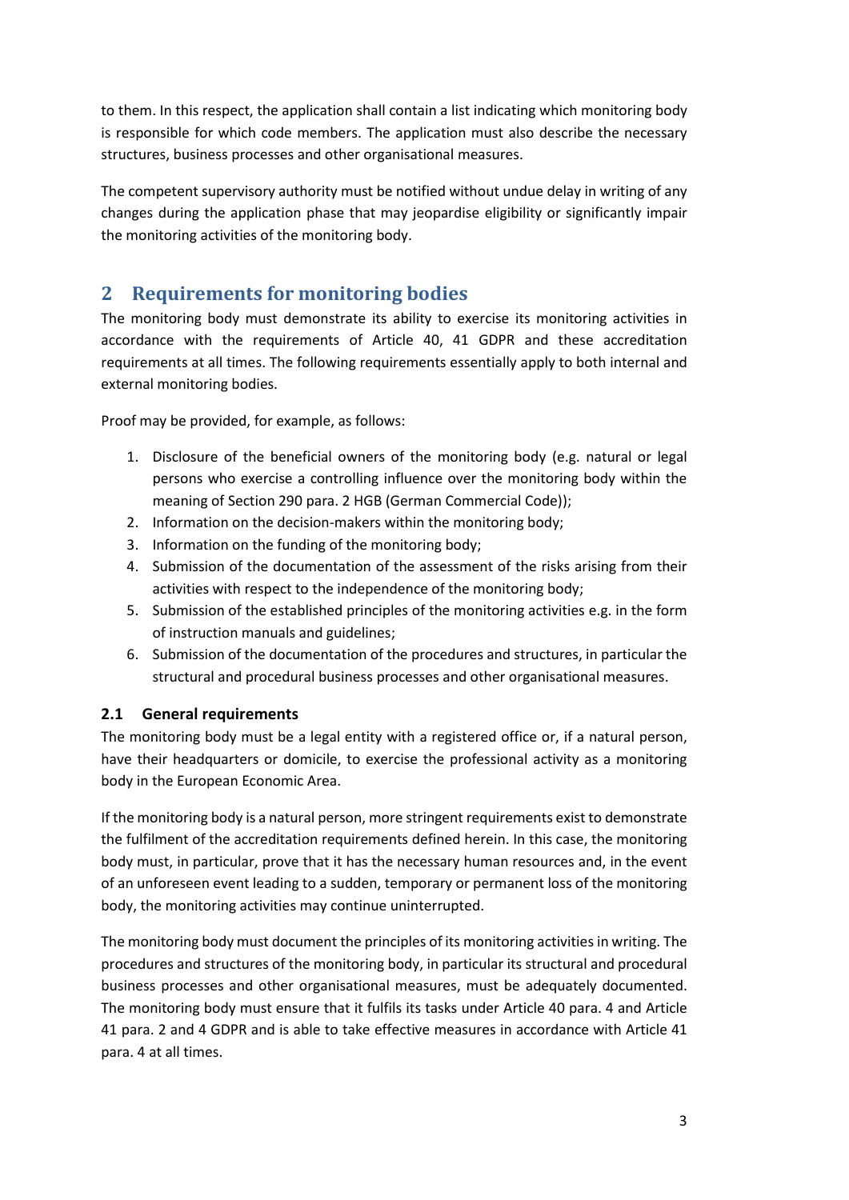to them. In this respect, the application shall contain a list indicating which monitoring body is responsible for which code members. The application must also describe the necessary structures, business processes and other organisational measures.

The competent supervisory authority must be notified without undue delay in writing of any changes during the application phase that may jeopardise eligibility or significantly impair the monitoring activities of the monitoring body.

# 2 Requirements for monitoring bodies

The monitoring body must demonstrate its ability to exercise its monitoring activities in accordance with the requirements of Article 40, 41 GDPR and these accreditation requirements at all times. The following requirements essentially apply to both internal and external monitoring bodies.

Proof may be provided, for example, as follows:

1. Disclosure of the beneficial owners of the monitoring body (e.g. natural or legal persons who exercise a controlling influence over the monitoring body within the meaning of Section 290 para. 2 HGB (German Commercial Code));
2. Information on the decision-makers within the monitoring body;
3. Information on the funding of the monitoring body;
4. Submission of the documentation of the assessment of the risks arising from their activities with respect to the independence of the monitoring body;
5. Submission of the established principles of the monitoring activities e.g. in the form of instruction manuals and guidelines;
6. Submission of the documentation of the procedures and structures, in particular the structural and procedural business processes and other organisational measures.

## 2.1 General requirements

The monitoring body must be a legal entity with a registered office or, if a natural person, have their headquarters or domicile, to exercise the professional activity as a monitoring body in the European Economic Area.

If the monitoring body is a natural person, more stringent requirements exist to demonstrate the fulfilment of the accreditation requirements defined herein. In this case, the monitoring body must, in particular, prove that it has the necessary human resources and, in the event of an unforeseen event leading to a sudden, temporary or permanent loss of the monitoring body, the monitoring activities may continue uninterrupted.

The monitoring body must document the principles of its monitoring activities in writing. The procedures and structures of the monitoring body, in particular its structural and procedural business processes and other organisational measures, must be adequately documented. The monitoring body must ensure that it fulfils its tasks under Article 40 para. 4 and Article 41 para. 2 and 4 GDPR and is able to take effective measures in accordance with Article 41 para. 4 at all times.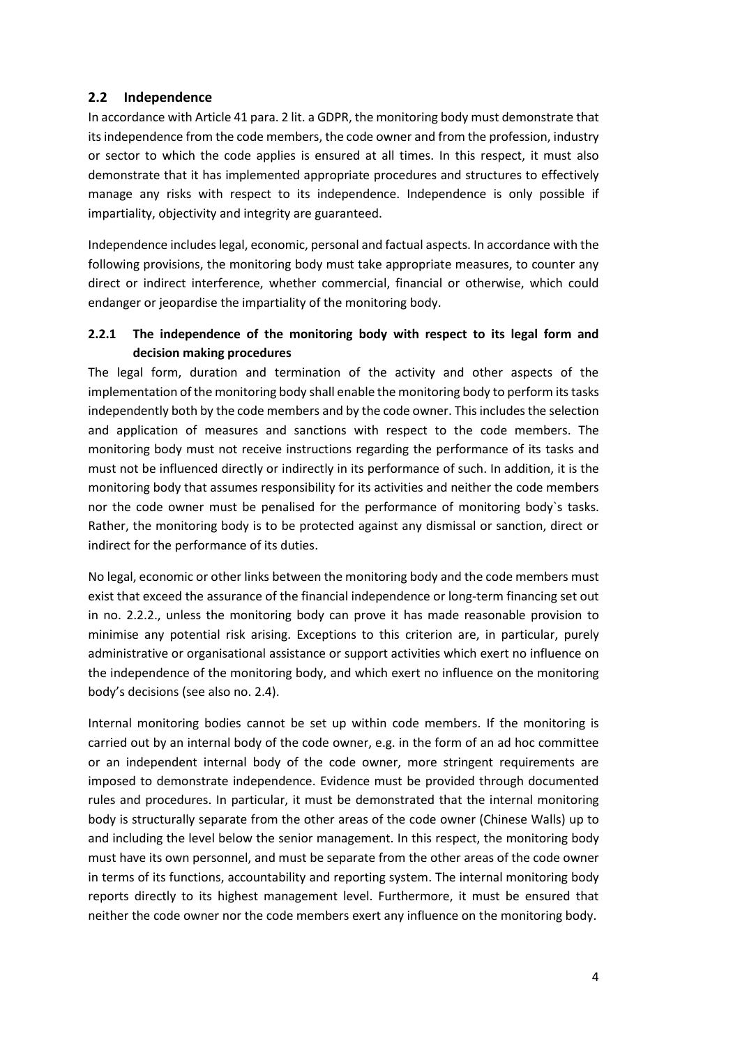## 2.2 Independence

In accordance with Article 41 para. 2 lit. a GDPR, the monitoring body must demonstrate that its independence from the code members, the code owner and from the profession, industry or sector to which the code applies is ensured at all times. In this respect, it must also demonstrate that it has implemented appropriate procedures and structures to effectively manage any risks with respect to its independence. Independence is only possible if impartiality, objectivity and integrity are guaranteed.

Independence includes legal, economic, personal and factual aspects. In accordance with the following provisions, the monitoring body must take appropriate measures, to counter any direct or indirect interference, whether commercial, financial or otherwise, which could endanger or jeopardise the impartiality of the monitoring body.

### 2.2.1 The independence of the monitoring body with respect to its legal form and decision making procedures

The legal form, duration and termination of the activity and other aspects of the implementation of the monitoring body shall enable the monitoring body to perform its tasks independently both by the code members and by the code owner. This includes the selection and application of measures and sanctions with respect to the code members. The monitoring body must not receive instructions regarding the performance of its tasks and must not be influenced directly or indirectly in its performance of such. In addition, it is the monitoring body that assumes responsibility for its activities and neither the code members nor the code owner must be penalised for the performance of monitoring body`s tasks. Rather, the monitoring body is to be protected against any dismissal or sanction, direct or indirect for the performance of its duties.

No legal, economic or other links between the monitoring body and the code members must exist that exceed the assurance of the financial independence or long-term financing set out in no. 2.2.2., unless the monitoring body can prove it has made reasonable provision to minimise any potential risk arising. Exceptions to this criterion are, in particular, purely administrative or organisational assistance or support activities which exert no influence on the independence of the monitoring body, and which exert no influence on the monitoring body's decisions (see also no. 2.4).

Internal monitoring bodies cannot be set up within code members. If the monitoring is carried out by an internal body of the code owner, e.g. in the form of an ad hoc committee or an independent internal body of the code owner, more stringent requirements are imposed to demonstrate independence. Evidence must be provided through documented rules and procedures. In particular, it must be demonstrated that the internal monitoring body is structurally separate from the other areas of the code owner (Chinese Walls) up to and including the level below the senior management. In this respect, the monitoring body must have its own personnel, and must be separate from the other areas of the code owner in terms of its functions, accountability and reporting system. The internal monitoring body reports directly to its highest management level. Furthermore, it must be ensured that neither the code owner nor the code members exert any influence on the monitoring body.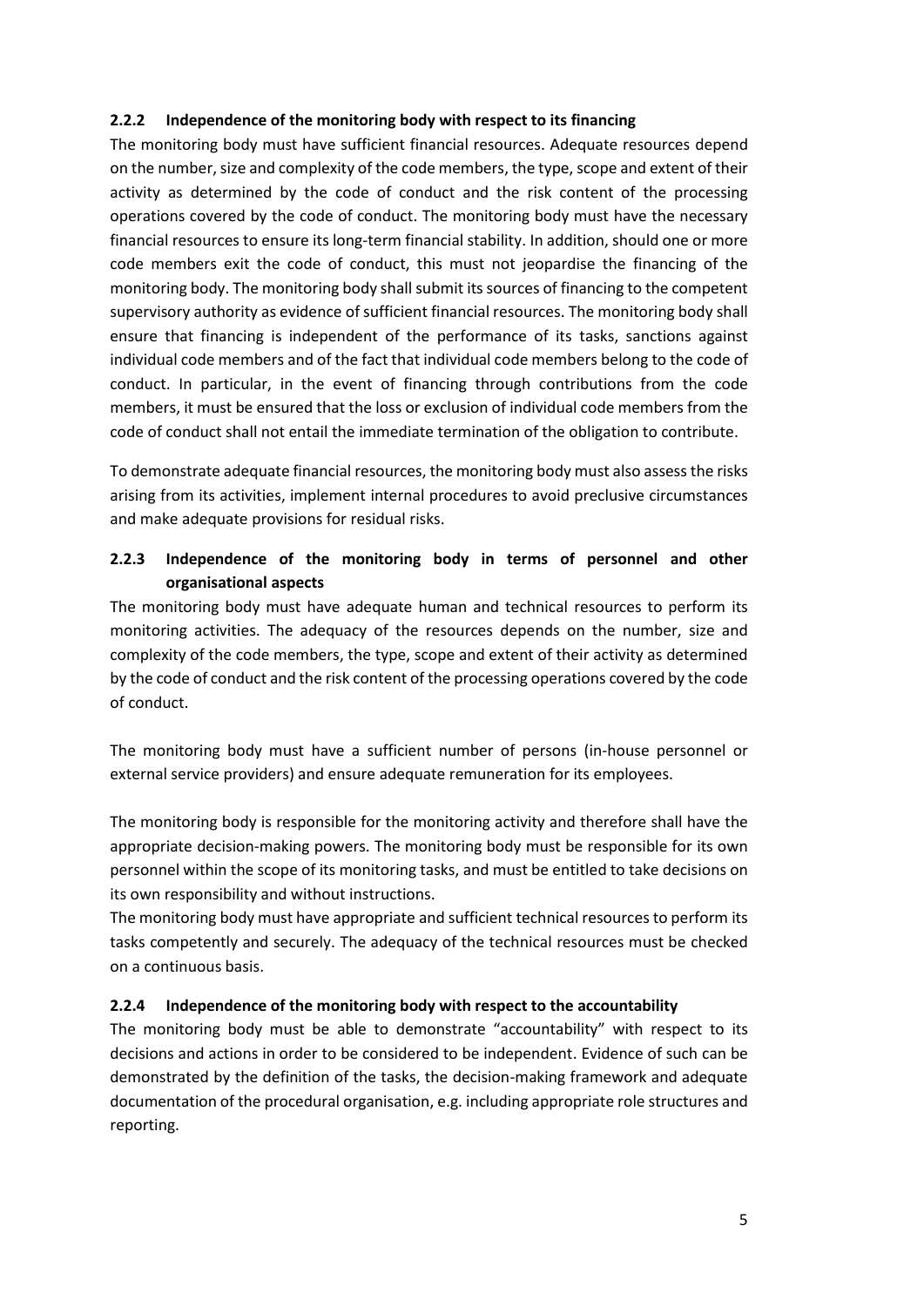### 2.2.2 Independence of the monitoring body with respect to its financing

The monitoring body must have sufficient financial resources. Adequate resources depend on the number, size and complexity of the code members, the type, scope and extent of their activity as determined by the code of conduct and the risk content of the processing operations covered by the code of conduct. The monitoring body must have the necessary financial resources to ensure its long-term financial stability. In addition, should one or more code members exit the code of conduct, this must not jeopardise the financing of the monitoring body. The monitoring body shall submit its sources of financing to the competent supervisory authority as evidence of sufficient financial resources. The monitoring body shall ensure that financing is independent of the performance of its tasks, sanctions against individual code members and of the fact that individual code members belong to the code of conduct. In particular, in the event of financing through contributions from the code members, it must be ensured that the loss or exclusion of individual code members from the code of conduct shall not entail the immediate termination of the obligation to contribute.

To demonstrate adequate financial resources, the monitoring body must also assess the risks arising from its activities, implement internal procedures to avoid preclusive circumstances and make adequate provisions for residual risks.

### 2.2.3 Independence of the monitoring body in terms of personnel and other organisational aspects

The monitoring body must have adequate human and technical resources to perform its monitoring activities. The adequacy of the resources depends on the number, size and complexity of the code members, the type, scope and extent of their activity as determined by the code of conduct and the risk content of the processing operations covered by the code of conduct.

The monitoring body must have a sufficient number of persons (in-house personnel or external service providers) and ensure adequate remuneration for its employees.

The monitoring body is responsible for the monitoring activity and therefore shall have the appropriate decision-making powers. The monitoring body must be responsible for its own personnel within the scope of its monitoring tasks, and must be entitled to take decisions on its own responsibility and without instructions.

The monitoring body must have appropriate and sufficient technical resources to perform its tasks competently and securely. The adequacy of the technical resources must be checked on a continuous basis.

### 2.2.4 Independence of the monitoring body with respect to the accountability

The monitoring body must be able to demonstrate "accountability" with respect to its decisions and actions in order to be considered to be independent. Evidence of such can be demonstrated by the definition of the tasks, the decision-making framework and adequate documentation of the procedural organisation, e.g. including appropriate role structures and reporting.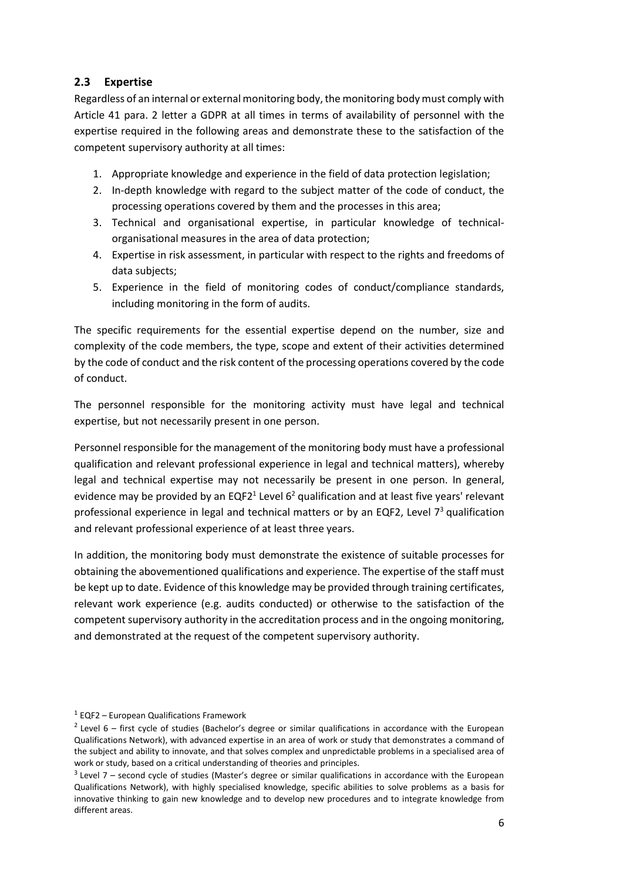## 2.3 Expertise

Regardless of an internal or external monitoring body, the monitoring body must comply with Article 41 para. 2 letter a GDPR at all times in terms of availability of personnel with the expertise required in the following areas and demonstrate these to the satisfaction of the competent supervisory authority at all times:

1. Appropriate knowledge and experience in the field of data protection legislation;
2. In-depth knowledge with regard to the subject matter of the code of conduct, the processing operations covered by them and the processes in this area;
3. Technical and organisational expertise, in particular knowledge of technical-organisational measures in the area of data protection;
4. Expertise in risk assessment, in particular with respect to the rights and freedoms of data subjects;
5. Experience in the field of monitoring codes of conduct/compliance standards, including monitoring in the form of audits.

The specific requirements for the essential expertise depend on the number, size and complexity of the code members, the type, scope and extent of their activities determined by the code of conduct and the risk content of the processing operations covered by the code of conduct.

The personnel responsible for the monitoring activity must have legal and technical expertise, but not necessarily present in one person.

Personnel responsible for the management of the monitoring body must have a professional qualification and relevant professional experience in legal and technical matters), whereby legal and technical expertise may not necessarily be present in one person. In general, evidence may be provided by an EQF2[1] Level 6[2] qualification and at least five years' relevant professional experience in legal and technical matters or by an EQF2, Level 7[3] qualification and relevant professional experience of at least three years.

In addition, the monitoring body must demonstrate the existence of suitable processes for obtaining the abovementioned qualifications and experience. The expertise of the staff must be kept up to date. Evidence of this knowledge may be provided through training certificates, relevant work experience (e.g. audits conducted) or otherwise to the satisfaction of the competent supervisory authority in the accreditation process and in the ongoing monitoring, and demonstrated at the request of the competent supervisory authority.

[1] EQF2 – European Qualifications Framework

[2] Level 6 – first cycle of studies (Bachelor's degree or similar qualifications in accordance with the European Qualifications Network), with advanced expertise in an area of work or study that demonstrates a command of the subject and ability to innovate, and that solves complex and unpredictable problems in a specialised area of work or study, based on a critical understanding of theories and principles.

[3] Level 7 – second cycle of studies (Master's degree or similar qualifications in accordance with the European Qualifications Network), with highly specialised knowledge, specific abilities to solve problems as a basis for innovative thinking to gain new knowledge and to develop new procedures and to integrate knowledge from different areas.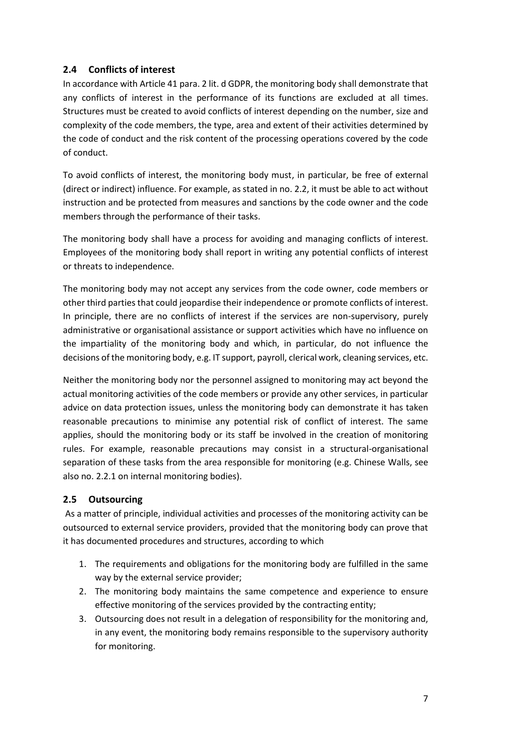## 2.4 Conflicts of interest

In accordance with Article 41 para. 2 lit. d GDPR, the monitoring body shall demonstrate that any conflicts of interest in the performance of its functions are excluded at all times. Structures must be created to avoid conflicts of interest depending on the number, size and complexity of the code members, the type, area and extent of their activities determined by the code of conduct and the risk content of the processing operations covered by the code of conduct.

To avoid conflicts of interest, the monitoring body must, in particular, be free of external (direct or indirect) influence. For example, as stated in no. 2.2, it must be able to act without instruction and be protected from measures and sanctions by the code owner and the code members through the performance of their tasks.

The monitoring body shall have a process for avoiding and managing conflicts of interest. Employees of the monitoring body shall report in writing any potential conflicts of interest or threats to independence.

The monitoring body may not accept any services from the code owner, code members or other third parties that could jeopardise their independence or promote conflicts of interest. In principle, there are no conflicts of interest if the services are non-supervisory, purely administrative or organisational assistance or support activities which have no influence on the impartiality of the monitoring body and which, in particular, do not influence the decisions of the monitoring body, e.g. IT support, payroll, clerical work, cleaning services, etc.

Neither the monitoring body nor the personnel assigned to monitoring may act beyond the actual monitoring activities of the code members or provide any other services, in particular advice on data protection issues, unless the monitoring body can demonstrate it has taken reasonable precautions to minimise any potential risk of conflict of interest. The same applies, should the monitoring body or its staff be involved in the creation of monitoring rules. For example, reasonable precautions may consist in a structural-organisational separation of these tasks from the area responsible for monitoring (e.g. Chinese Walls, see also no. 2.2.1 on internal monitoring bodies).

## 2.5 Outsourcing

As a matter of principle, individual activities and processes of the monitoring activity can be outsourced to external service providers, provided that the monitoring body can prove that it has documented procedures and structures, according to which

1. The requirements and obligations for the monitoring body are fulfilled in the same way by the external service provider;
2. The monitoring body maintains the same competence and experience to ensure effective monitoring of the services provided by the contracting entity;
3. Outsourcing does not result in a delegation of responsibility for the monitoring and, in any event, the monitoring body remains responsible to the supervisory authority for monitoring.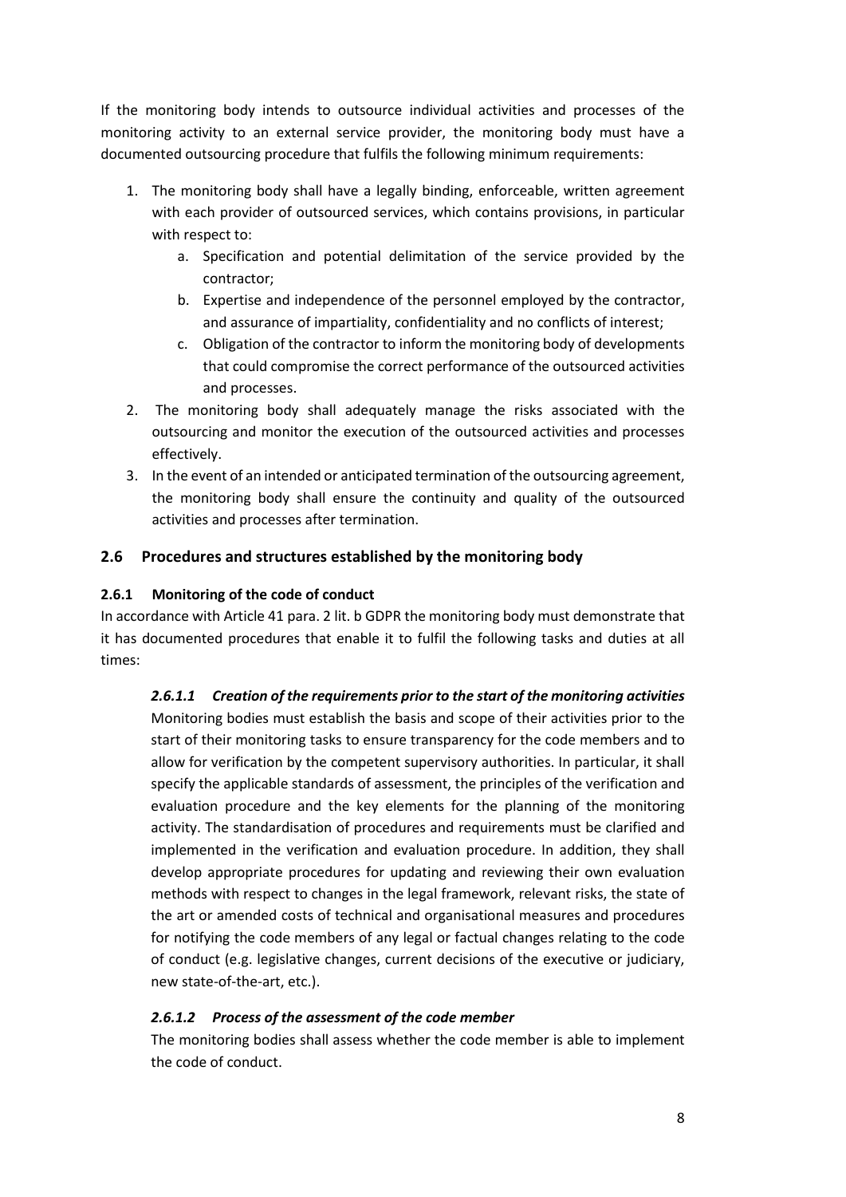If the monitoring body intends to outsource individual activities and processes of the monitoring activity to an external service provider, the monitoring body must have a documented outsourcing procedure that fulfils the following minimum requirements:

1. The monitoring body shall have a legally binding, enforceable, written agreement with each provider of outsourced services, which contains provisions, in particular with respect to:
    a. Specification and potential delimitation of the service provided by the contractor;
    b. Expertise and independence of the personnel employed by the contractor, and assurance of impartiality, confidentiality and no conflicts of interest;
    c. Obligation of the contractor to inform the monitoring body of developments that could compromise the correct performance of the outsourced activities and processes.
2. The monitoring body shall adequately manage the risks associated with the outsourcing and monitor the execution of the outsourced activities and processes effectively.
3. In the event of an intended or anticipated termination of the outsourcing agreement, the monitoring body shall ensure the continuity and quality of the outsourced activities and processes after termination.

## 2.6 Procedures and structures established by the monitoring body

### 2.6.1 Monitoring of the code of conduct

In accordance with Article 41 para. 2 lit. b GDPR the monitoring body must demonstrate that it has documented procedures that enable it to fulfil the following tasks and duties at all times:

#### *2.6.1.1 Creation of the requirements prior to the start of the monitoring activities*

Monitoring bodies must establish the basis and scope of their activities prior to the start of their monitoring tasks to ensure transparency for the code members and to allow for verification by the competent supervisory authorities. In particular, it shall specify the applicable standards of assessment, the principles of the verification and evaluation procedure and the key elements for the planning of the monitoring activity. The standardisation of procedures and requirements must be clarified and implemented in the verification and evaluation procedure. In addition, they shall develop appropriate procedures for updating and reviewing their own evaluation methods with respect to changes in the legal framework, relevant risks, the state of the art or amended costs of technical and organisational measures and procedures for notifying the code members of any legal or factual changes relating to the code of conduct (e.g. legislative changes, current decisions of the executive or judiciary, new state-of-the-art, etc.).

#### *2.6.1.2 Process of the assessment of the code member*

The monitoring bodies shall assess whether the code member is able to implement the code of conduct.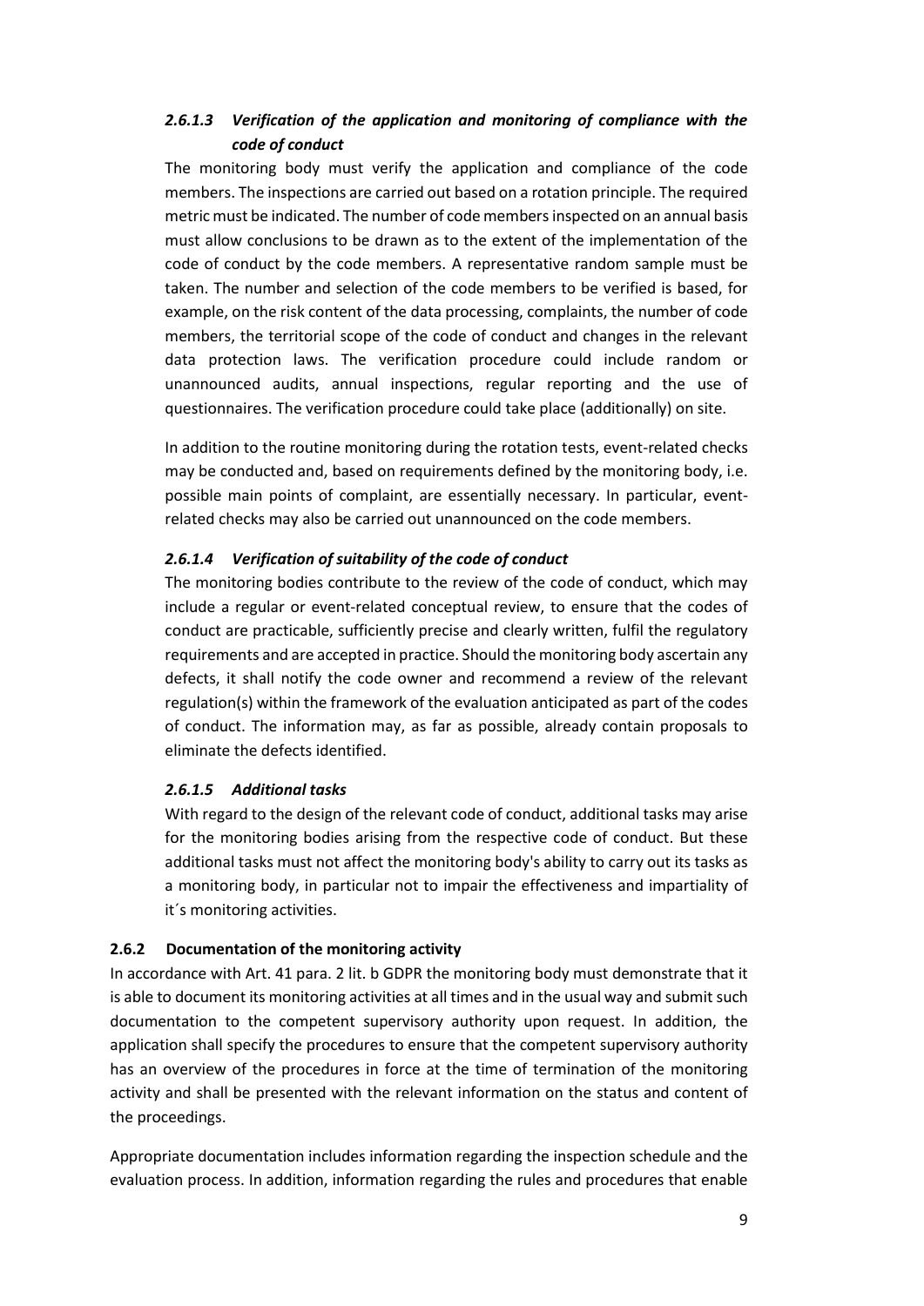#### *2.6.1.3 Verification of the application and monitoring of compliance with the code of conduct*

The monitoring body must verify the application and compliance of the code members. The inspections are carried out based on a rotation principle. The required metric must be indicated. The number of code members inspected on an annual basis must allow conclusions to be drawn as to the extent of the implementation of the code of conduct by the code members. A representative random sample must be taken. The number and selection of the code members to be verified is based, for example, on the risk content of the data processing, complaints, the number of code members, the territorial scope of the code of conduct and changes in the relevant data protection laws. The verification procedure could include random or unannounced audits, annual inspections, regular reporting and the use of questionnaires. The verification procedure could take place (additionally) on site.

In addition to the routine monitoring during the rotation tests, event-related checks may be conducted and, based on requirements defined by the monitoring body, i.e. possible main points of complaint, are essentially necessary. In particular, event-related checks may also be carried out unannounced on the code members.

#### *2.6.1.4 Verification of suitability of the code of conduct*

The monitoring bodies contribute to the review of the code of conduct, which may include a regular or event-related conceptual review, to ensure that the codes of conduct are practicable, sufficiently precise and clearly written, fulfil the regulatory requirements and are accepted in practice. Should the monitoring body ascertain any defects, it shall notify the code owner and recommend a review of the relevant regulation(s) within the framework of the evaluation anticipated as part of the codes of conduct. The information may, as far as possible, already contain proposals to eliminate the defects identified.

#### *2.6.1.5 Additional tasks*

With regard to the design of the relevant code of conduct, additional tasks may arise for the monitoring bodies arising from the respective code of conduct. But these additional tasks must not affect the monitoring body's ability to carry out its tasks as a monitoring body, in particular not to impair the effectiveness and impartiality of it´s monitoring activities.

### **2.6.2 Documentation of the monitoring activity**

In accordance with Art. 41 para. 2 lit. b GDPR the monitoring body must demonstrate that it is able to document its monitoring activities at all times and in the usual way and submit such documentation to the competent supervisory authority upon request. In addition, the application shall specify the procedures to ensure that the competent supervisory authority has an overview of the procedures in force at the time of termination of the monitoring activity and shall be presented with the relevant information on the status and content of the proceedings.

Appropriate documentation includes information regarding the inspection schedule and the evaluation process. In addition, information regarding the rules and procedures that enable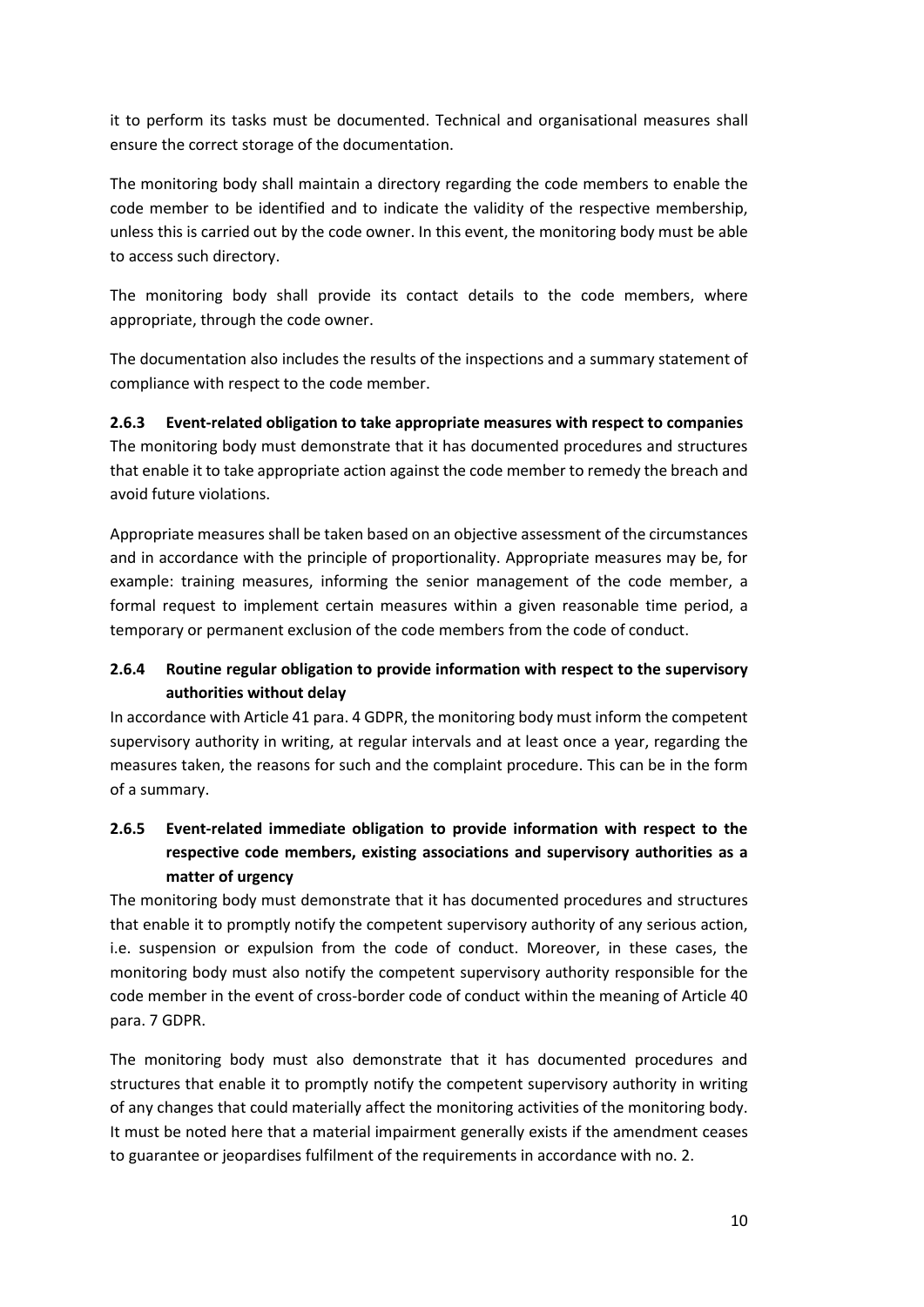it to perform its tasks must be documented. Technical and organisational measures shall ensure the correct storage of the documentation.

The monitoring body shall maintain a directory regarding the code members to enable the code member to be identified and to indicate the validity of the respective membership, unless this is carried out by the code owner. In this event, the monitoring body must be able to access such directory.

The monitoring body shall provide its contact details to the code members, where appropriate, through the code owner.

The documentation also includes the results of the inspections and a summary statement of compliance with respect to the code member.

#### 2.6.3 Event-related obligation to take appropriate measures with respect to companies

The monitoring body must demonstrate that it has documented procedures and structures that enable it to take appropriate action against the code member to remedy the breach and avoid future violations.

Appropriate measures shall be taken based on an objective assessment of the circumstances and in accordance with the principle of proportionality. Appropriate measures may be, for example: training measures, informing the senior management of the code member, a formal request to implement certain measures within a given reasonable time period, a temporary or permanent exclusion of the code members from the code of conduct.

#### 2.6.4 Routine regular obligation to provide information with respect to the supervisory authorities without delay

In accordance with Article 41 para. 4 GDPR, the monitoring body must inform the competent supervisory authority in writing, at regular intervals and at least once a year, regarding the measures taken, the reasons for such and the complaint procedure. This can be in the form of a summary.

#### 2.6.5 Event-related immediate obligation to provide information with respect to the respective code members, existing associations and supervisory authorities as a matter of urgency

The monitoring body must demonstrate that it has documented procedures and structures that enable it to promptly notify the competent supervisory authority of any serious action, i.e. suspension or expulsion from the code of conduct. Moreover, in these cases, the monitoring body must also notify the competent supervisory authority responsible for the code member in the event of cross-border code of conduct within the meaning of Article 40 para. 7 GDPR.

The monitoring body must also demonstrate that it has documented procedures and structures that enable it to promptly notify the competent supervisory authority in writing of any changes that could materially affect the monitoring activities of the monitoring body. It must be noted here that a material impairment generally exists if the amendment ceases to guarantee or jeopardises fulfilment of the requirements in accordance with no. 2.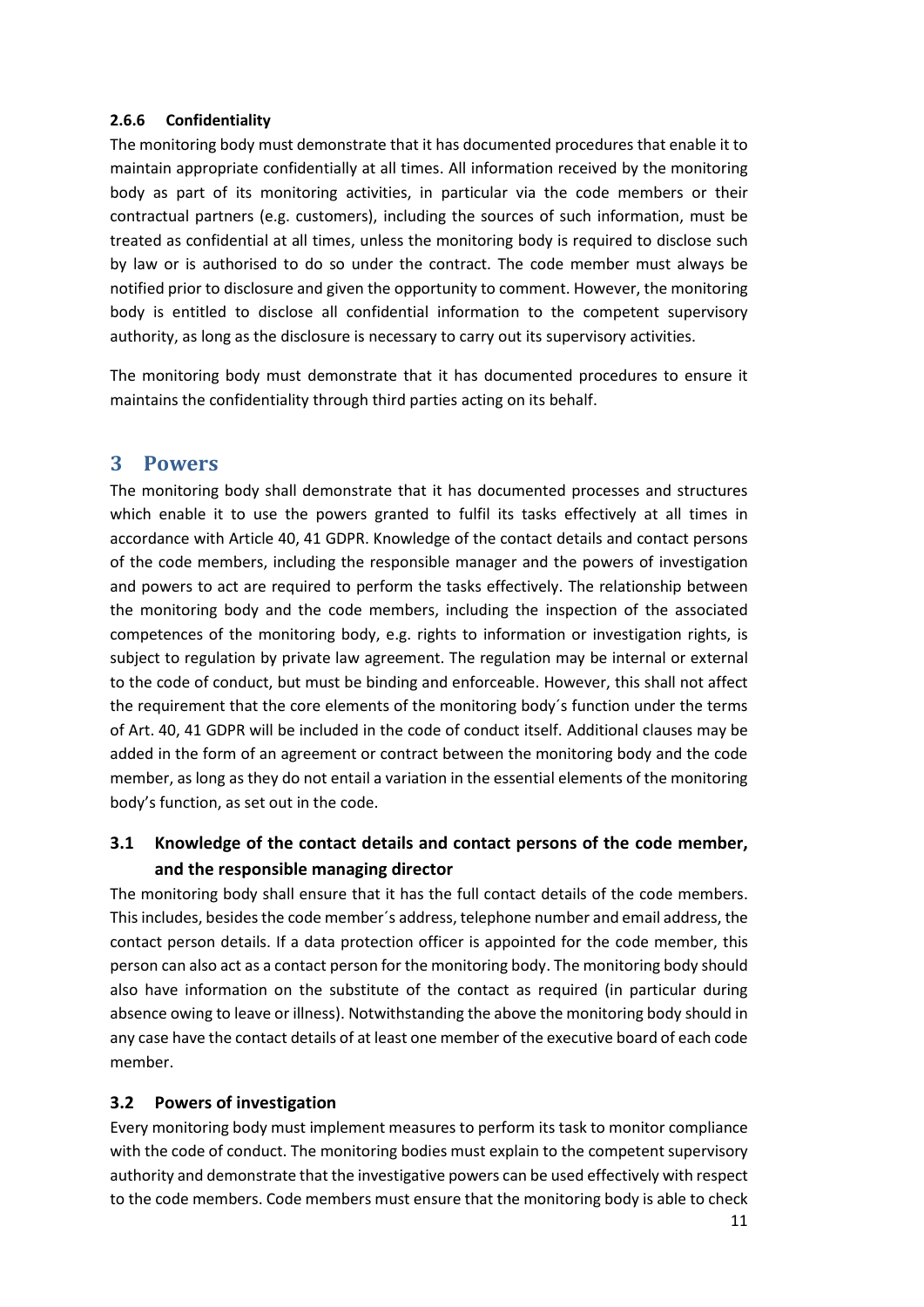#### 2.6.6 Confidentiality

The monitoring body must demonstrate that it has documented procedures that enable it to maintain appropriate confidentially at all times. All information received by the monitoring body as part of its monitoring activities, in particular via the code members or their contractual partners (e.g. customers), including the sources of such information, must be treated as confidential at all times, unless the monitoring body is required to disclose such by law or is authorised to do so under the contract. The code member must always be notified prior to disclosure and given the opportunity to comment. However, the monitoring body is entitled to disclose all confidential information to the competent supervisory authority, as long as the disclosure is necessary to carry out its supervisory activities.

The monitoring body must demonstrate that it has documented procedures to ensure it maintains the confidentiality through third parties acting on its behalf.

# 3 Powers

The monitoring body shall demonstrate that it has documented processes and structures which enable it to use the powers granted to fulfil its tasks effectively at all times in accordance with Article 40, 41 GDPR. Knowledge of the contact details and contact persons of the code members, including the responsible manager and the powers of investigation and powers to act are required to perform the tasks effectively. The relationship between the monitoring body and the code members, including the inspection of the associated competences of the monitoring body, e.g. rights to information or investigation rights, is subject to regulation by private law agreement. The regulation may be internal or external to the code of conduct, but must be binding and enforceable. However, this shall not affect the requirement that the core elements of the monitoring body´s function under the terms of Art. 40, 41 GDPR will be included in the code of conduct itself. Additional clauses may be added in the form of an agreement or contract between the monitoring body and the code member, as long as they do not entail a variation in the essential elements of the monitoring body's function, as set out in the code.

## 3.1 Knowledge of the contact details and contact persons of the code member, and the responsible managing director

The monitoring body shall ensure that it has the full contact details of the code members. This includes, besides the code member´s address, telephone number and email address, the contact person details. If a data protection officer is appointed for the code member, this person can also act as a contact person for the monitoring body. The monitoring body should also have information on the substitute of the contact as required (in particular during absence owing to leave or illness). Notwithstanding the above the monitoring body should in any case have the contact details of at least one member of the executive board of each code member.

## 3.2 Powers of investigation

Every monitoring body must implement measures to perform its task to monitor compliance with the code of conduct. The monitoring bodies must explain to the competent supervisory authority and demonstrate that the investigative powers can be used effectively with respect to the code members. Code members must ensure that the monitoring body is able to check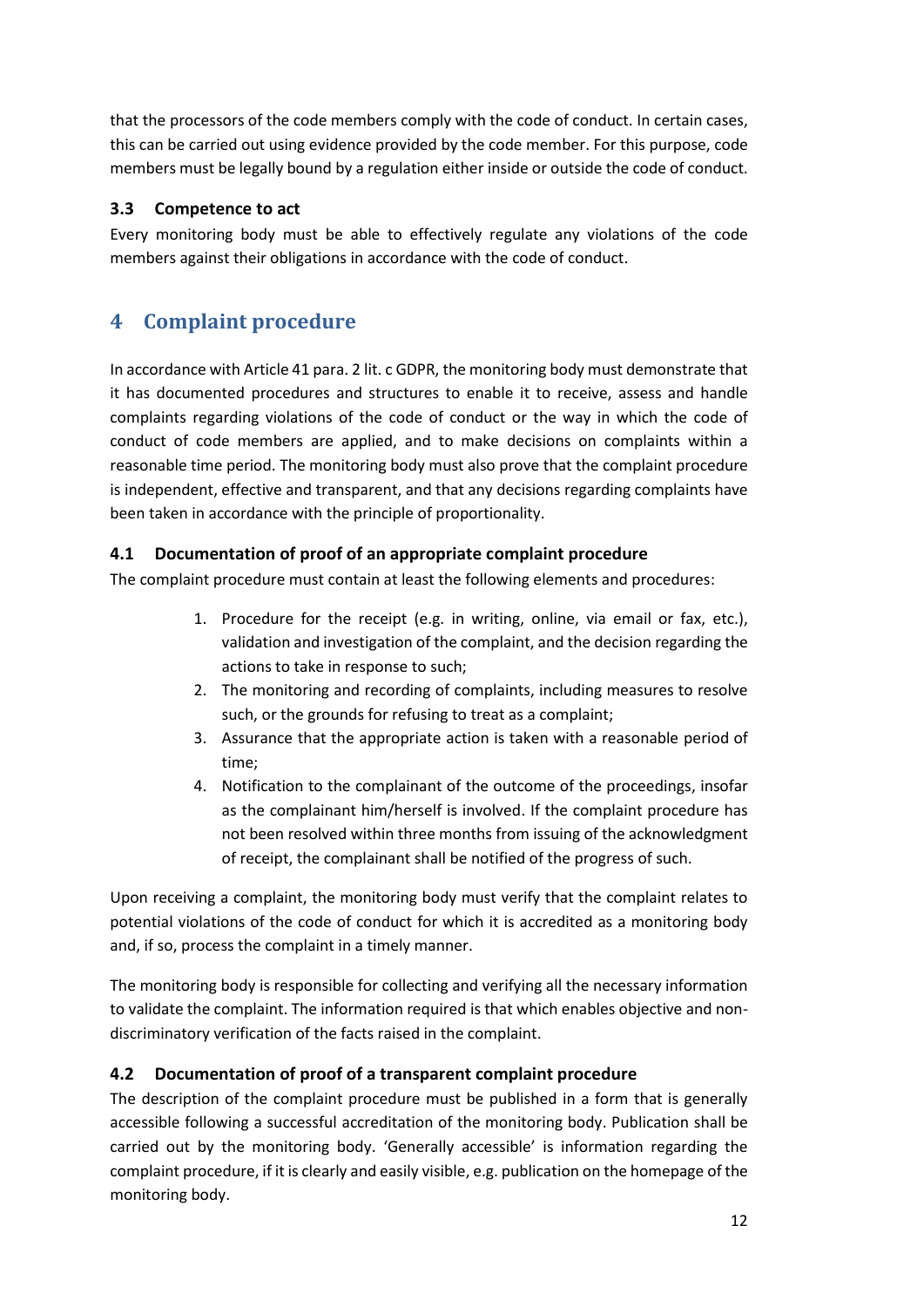that the processors of the code members comply with the code of conduct. In certain cases, this can be carried out using evidence provided by the code member. For this purpose, code members must be legally bound by a regulation either inside or outside the code of conduct.

### 3.3 Competence to act

Every monitoring body must be able to effectively regulate any violations of the code members against their obligations in accordance with the code of conduct.

## 4 Complaint procedure

In accordance with Article 41 para. 2 lit. c GDPR, the monitoring body must demonstrate that it has documented procedures and structures to enable it to receive, assess and handle complaints regarding violations of the code of conduct or the way in which the code of conduct of code members are applied, and to make decisions on complaints within a reasonable time period. The monitoring body must also prove that the complaint procedure is independent, effective and transparent, and that any decisions regarding complaints have been taken in accordance with the principle of proportionality.

### 4.1 Documentation of proof of an appropriate complaint procedure

The complaint procedure must contain at least the following elements and procedures:

1. Procedure for the receipt (e.g. in writing, online, via email or fax, etc.), validation and investigation of the complaint, and the decision regarding the actions to take in response to such;
2. The monitoring and recording of complaints, including measures to resolve such, or the grounds for refusing to treat as a complaint;
3. Assurance that the appropriate action is taken with a reasonable period of time;
4. Notification to the complainant of the outcome of the proceedings, insofar as the complainant him/herself is involved. If the complaint procedure has not been resolved within three months from issuing of the acknowledgment of receipt, the complainant shall be notified of the progress of such.

Upon receiving a complaint, the monitoring body must verify that the complaint relates to potential violations of the code of conduct for which it is accredited as a monitoring body and, if so, process the complaint in a timely manner.

The monitoring body is responsible for collecting and verifying all the necessary information to validate the complaint. The information required is that which enables objective and non-discriminatory verification of the facts raised in the complaint.

### 4.2 Documentation of proof of a transparent complaint procedure

The description of the complaint procedure must be published in a form that is generally accessible following a successful accreditation of the monitoring body. Publication shall be carried out by the monitoring body. 'Generally accessible' is information regarding the complaint procedure, if it is clearly and easily visible, e.g. publication on the homepage of the monitoring body.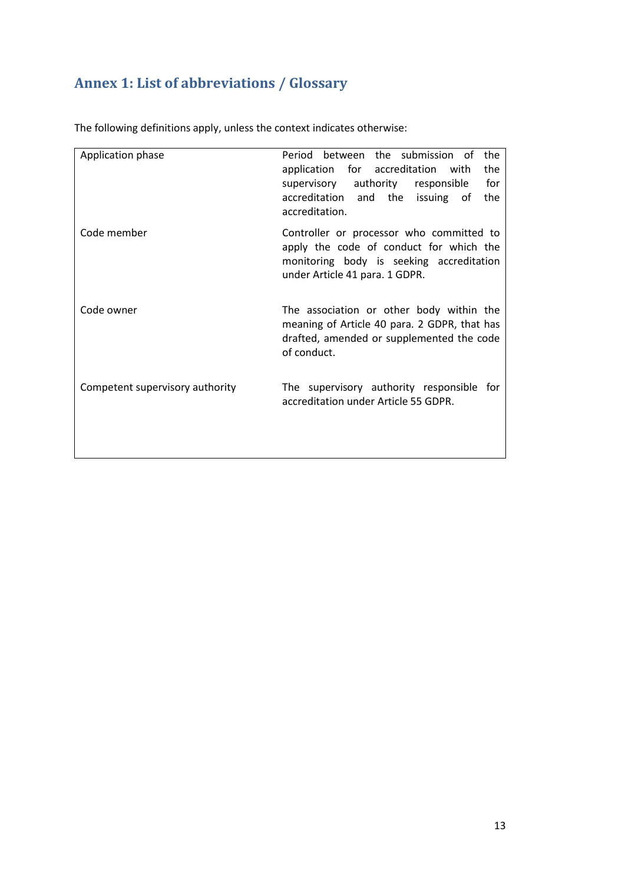## Annex 1: List of abbreviations / Glossary

The following definitions apply, unless the context indicates otherwise:

| | |
|---|---|
| Application phase | Period between the submission of the application for accreditation with the supervisory authority responsible for accreditation and the issuing of the accreditation. |
| Code member | Controller or processor who committed to apply the code of conduct for which the monitoring body is seeking accreditation under Article 41 para. 1 GDPR. |
| Code owner | The association or other body within the meaning of Article 40 para. 2 GDPR, that has drafted, amended or supplemented the code of conduct. |
| Competent supervisory authority | The supervisory authority responsible for accreditation under Article 55 GDPR. |